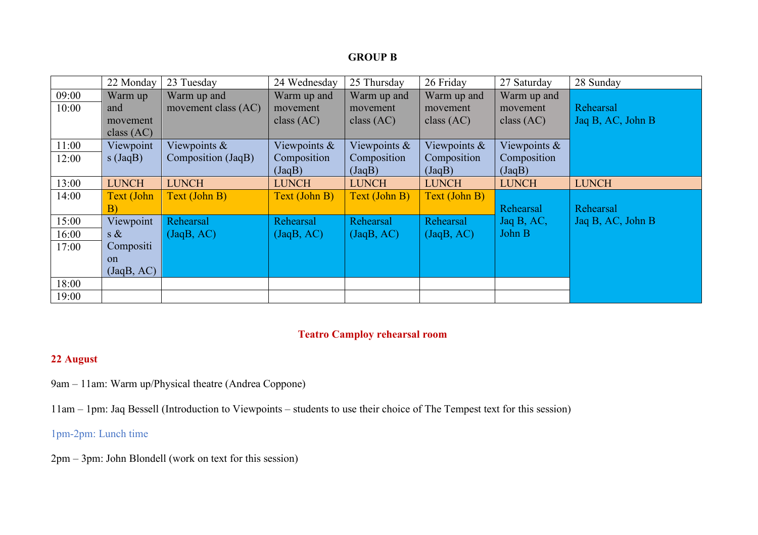**GROUP B**

| | 22 Monday | 23 Tuesday | 24 Wednesday | 25 Thursday | 26 Friday | 27 Saturday | 28 Sunday |
|---|---|---|---|---|---|---|---|
| 09:00 | Warm up and movement class (AC) | Warm up and movement class (AC) | Warm up and movement class (AC) | Warm up and movement class (AC) | Warm up and movement class (AC) | Warm up and movement class (AC) | Rehearsal Jaq B, AC, John B |
| 10:00 | | | | | | | |
| 11:00 | Viewpoints (JaqB) | Viewpoints & Composition (JaqB) | Viewpoints & Composition (JaqB) | Viewpoints & Composition (JaqB) | Viewpoints & Composition (JaqB) | Viewpoints & Composition (JaqB) | |
| 12:00 | | | | | | | |
| 13:00 | LUNCH | LUNCH | LUNCH | LUNCH | LUNCH | LUNCH | LUNCH |
| 14:00 | Text (John B) | Text (John B) | Text (John B) | Text (John B) | Text (John B) | Rehearsal Jaq B, AC, John B | Rehearsal Jaq B, AC, John B |
| 15:00 | Viewpoints & Composition (JaqB, AC) | Rehearsal (JaqB, AC) | Rehearsal (JaqB, AC) | Rehearsal (JaqB, AC) | Rehearsal (JaqB, AC) | | |
| 16:00 | | | | | | | |
| 17:00 | | | | | | | |
| 18:00 | | | | | | | |
| 19:00 | | | | | | | |

**Teatro Camploy rehearsal room**

**22 August**

9am – 11am: Warm up/Physical theatre (Andrea Coppone)

11am – 1pm: Jaq Bessell (Introduction to Viewpoints – students to use their choice of The Tempest text for this session)

1pm-2pm: Lunch time

2pm – 3pm: John Blondell (work on text for this session)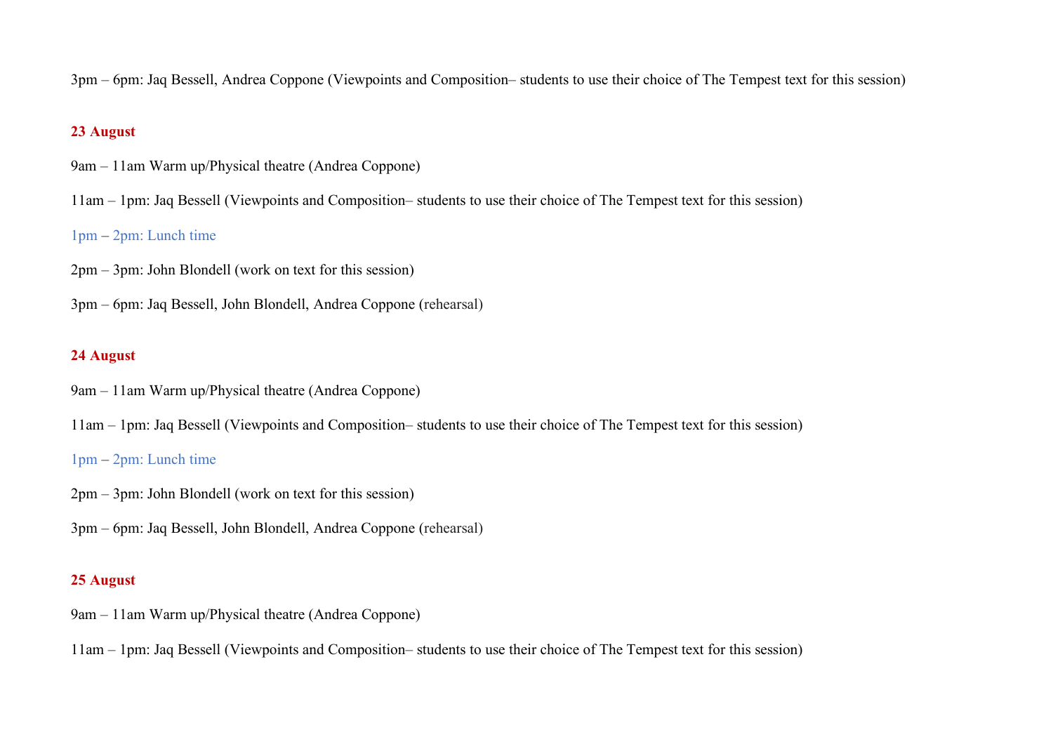3pm – 6pm: Jaq Bessell, Andrea Coppone (Viewpoints and Composition– students to use their choice of The Tempest text for this session)

**23 August**

9am – 11am Warm up/Physical theatre (Andrea Coppone)

11am – 1pm: Jaq Bessell (Viewpoints and Composition– students to use their choice of The Tempest text for this session)

1pm – 2pm: Lunch time

2pm – 3pm: John Blondell (work on text for this session)

3pm – 6pm: Jaq Bessell, John Blondell, Andrea Coppone (rehearsal)

**24 August**

9am – 11am Warm up/Physical theatre (Andrea Coppone)

11am – 1pm: Jaq Bessell (Viewpoints and Composition– students to use their choice of The Tempest text for this session)

1pm – 2pm: Lunch time

2pm – 3pm: John Blondell (work on text for this session)

3pm – 6pm: Jaq Bessell, John Blondell, Andrea Coppone (rehearsal)

**25 August**

9am – 11am Warm up/Physical theatre (Andrea Coppone)

11am – 1pm: Jaq Bessell (Viewpoints and Composition– students to use their choice of The Tempest text for this session)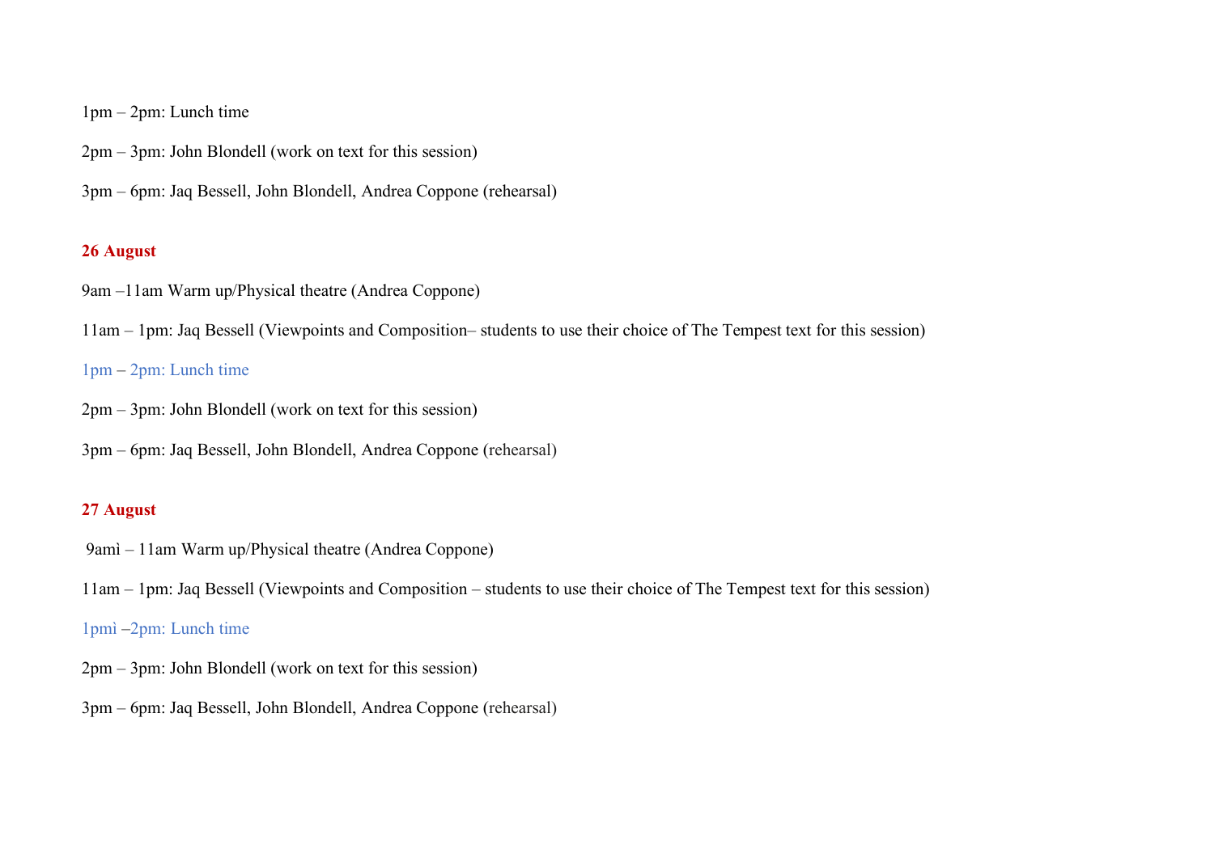1pm – 2pm: Lunch time

2pm – 3pm: John Blondell (work on text for this session)

3pm – 6pm: Jaq Bessell, John Blondell, Andrea Coppone (rehearsal)

**26 August**

9am –11am Warm up/Physical theatre (Andrea Coppone)

11am – 1pm: Jaq Bessell (Viewpoints and Composition– students to use their choice of The Tempest text for this session)

1pm – 2pm: Lunch time

2pm – 3pm: John Blondell (work on text for this session)

3pm – 6pm: Jaq Bessell, John Blondell, Andrea Coppone (rehearsal)

**27 August**

9amì – 11am Warm up/Physical theatre (Andrea Coppone)

11am – 1pm: Jaq Bessell (Viewpoints and Composition – students to use their choice of The Tempest text for this session)

1pmì –2pm: Lunch time

2pm – 3pm: John Blondell (work on text for this session)

3pm – 6pm: Jaq Bessell, John Blondell, Andrea Coppone (rehearsal)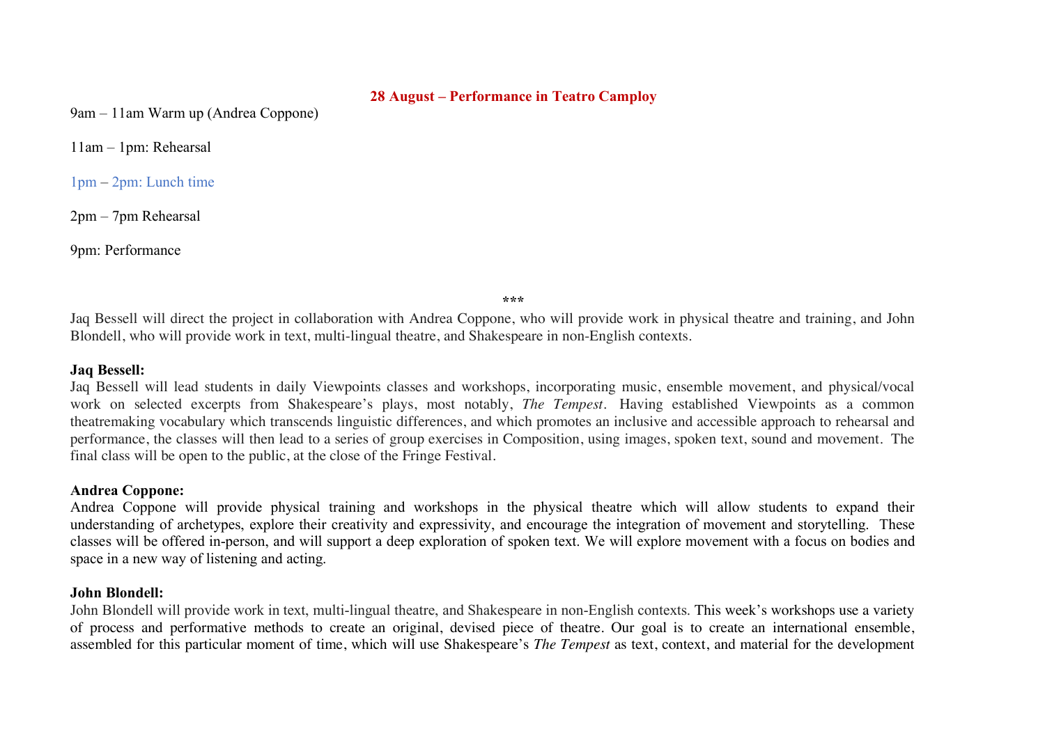**28 August – Performance in Teatro Camploy**

9am – 11am Warm up (Andrea Coppone)

11am – 1pm: Rehearsal

1pm – 2pm: Lunch time

2pm – 7pm Rehearsal

9pm: Performance

\*\*\*

Jaq Bessell will direct the project in collaboration with Andrea Coppone, who will provide work in physical theatre and training, and John Blondell, who will provide work in text, multi-lingual theatre, and Shakespeare in non-English contexts.

**Jaq Bessell:**
Jaq Bessell will lead students in daily Viewpoints classes and workshops, incorporating music, ensemble movement, and physical/vocal work on selected excerpts from Shakespeare's plays, most notably, *The Tempest*. Having established Viewpoints as a common theatremaking vocabulary which transcends linguistic differences, and which promotes an inclusive and accessible approach to rehearsal and performance, the classes will then lead to a series of group exercises in Composition, using images, spoken text, sound and movement. The final class will be open to the public, at the close of the Fringe Festival.

**Andrea Coppone:**
Andrea Coppone will provide physical training and workshops in the physical theatre which will allow students to expand their understanding of archetypes, explore their creativity and expressivity, and encourage the integration of movement and storytelling. These classes will be offered in-person, and will support a deep exploration of spoken text. We will explore movement with a focus on bodies and space in a new way of listening and acting.

**John Blondell:**
John Blondell will provide work in text, multi-lingual theatre, and Shakespeare in non-English contexts. This week's workshops use a variety of process and performative methods to create an original, devised piece of theatre. Our goal is to create an international ensemble, assembled for this particular moment of time, which will use Shakespeare's *The Tempest* as text, context, and material for the development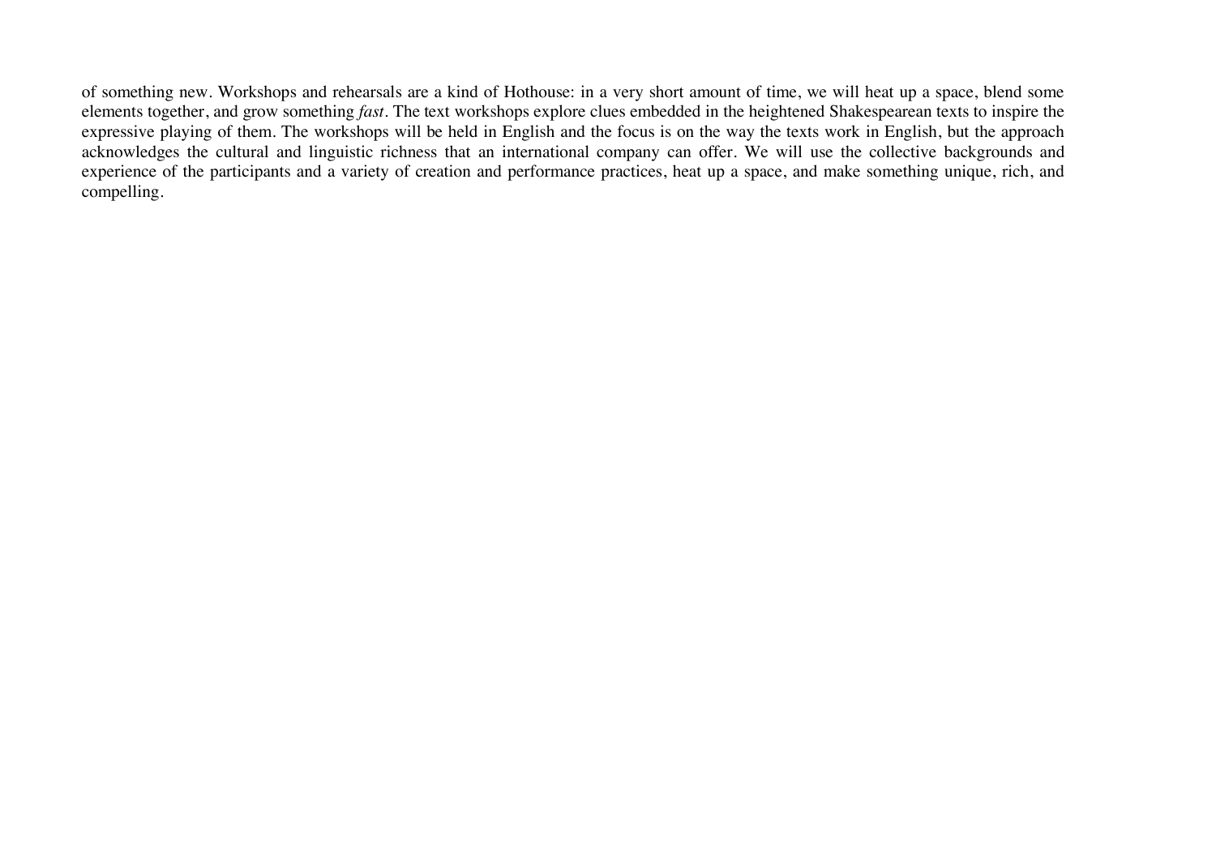of something new. Workshops and rehearsals are a kind of Hothouse: in a very short amount of time, we will heat up a space, blend some elements together, and grow something *fast*. The text workshops explore clues embedded in the heightened Shakespearean texts to inspire the expressive playing of them. The workshops will be held in English and the focus is on the way the texts work in English, but the approach acknowledges the cultural and linguistic richness that an international company can offer. We will use the collective backgrounds and experience of the participants and a variety of creation and performance practices, heat up a space, and make something unique, rich, and compelling.